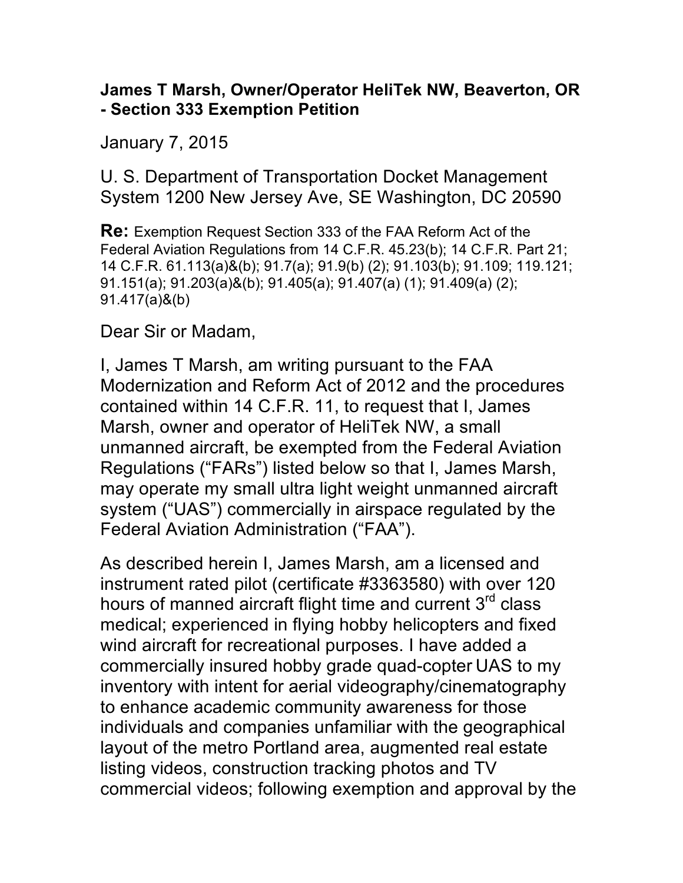**James T Marsh, Owner/Operator HeliTek NW, Beaverton, OR - Section 333 Exemption Petition**

January 7, 2015

U. S. Department of Transportation Docket Management System 1200 New Jersey Ave, SE Washington, DC 20590

**Re:** Exemption Request Section 333 of the FAA Reform Act of the Federal Aviation Regulations from 14 C.F.R. 45.23(b); 14 C.F.R. Part 21; 14 C.F.R. 61.113(a)&(b); 91.7(a); 91.9(b) (2); 91.103(b); 91.109; 119.121; 91.151(a); 91.203(a)&(b); 91.405(a); 91.407(a) (1); 91.409(a) (2); 91.417(a)&(b)

Dear Sir or Madam,

I, James T Marsh, am writing pursuant to the FAA Modernization and Reform Act of 2012 and the procedures contained within 14 C.F.R. 11, to request that I, James Marsh, owner and operator of HeliTek NW, a small unmanned aircraft, be exempted from the Federal Aviation Regulations ("FARs") listed below so that I, James Marsh, may operate my small ultra light weight unmanned aircraft system ("UAS") commercially in airspace regulated by the Federal Aviation Administration ("FAA").

As described herein I, James Marsh, am a licensed and instrument rated pilot (certificate #3363580) with over 120 hours of manned aircraft flight time and current 3rd class medical; experienced in flying hobby helicopters and fixed wind aircraft for recreational purposes. I have added a commercially insured hobby grade quad-copter UAS to my inventory with intent for aerial videography/cinematography to enhance academic community awareness for those individuals and companies unfamiliar with the geographical layout of the metro Portland area, augmented real estate listing videos, construction tracking photos and TV commercial videos; following exemption and approval by the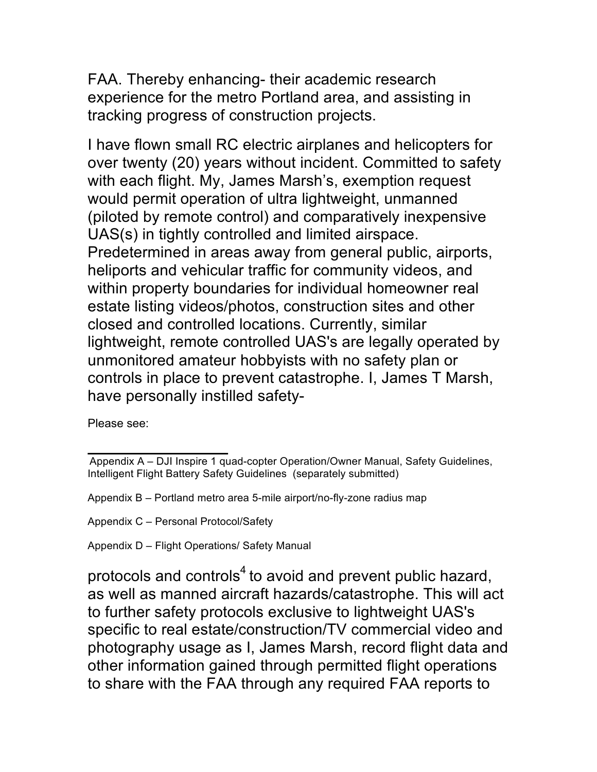FAA. Thereby enhancing- their academic research experience for the metro Portland area, and assisting in tracking progress of construction projects.

I have flown small RC electric airplanes and helicopters for over twenty (20) years without incident. Committed to safety with each flight. My, James Marsh's, exemption request would permit operation of ultra lightweight, unmanned (piloted by remote control) and comparatively inexpensive UAS(s) in tightly controlled and limited airspace. Predetermined in areas away from general public, airports, heliports and vehicular traffic for community videos, and within property boundaries for individual homeowner real estate listing videos/photos, construction sites and other closed and controlled locations. Currently, similar lightweight, remote controlled UAS's are legally operated by unmonitored amateur hobbyists with no safety plan or controls in place to prevent catastrophe. I, James T Marsh, have personally instilled safety-

Please see:

---

Appendix A – DJI Inspire 1 quad-copter Operation/Owner Manual, Safety Guidelines, Intelligent Flight Battery Safety Guidelines (separately submitted)

Appendix B – Portland metro area 5-mile airport/no-fly-zone radius map

Appendix C – Personal Protocol/Safety

Appendix D – Flight Operations/ Safety Manual

protocols and controls[4] to avoid and prevent public hazard, as well as manned aircraft hazards/catastrophe. This will act to further safety protocols exclusive to lightweight UAS's specific to real estate/construction/TV commercial video and photography usage as I, James Marsh, record flight data and other information gained through permitted flight operations to share with the FAA through any required FAA reports to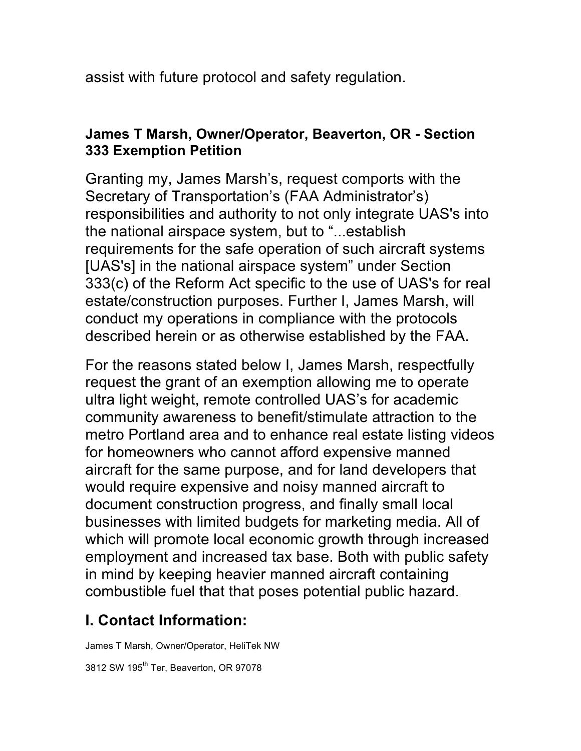assist with future protocol and safety regulation.

**James T Marsh, Owner/Operator, Beaverton, OR - Section 333 Exemption Petition**

Granting my, James Marsh's, request comports with the Secretary of Transportation's (FAA Administrator's) responsibilities and authority to not only integrate UAS's into the national airspace system, but to "...establish requirements for the safe operation of such aircraft systems [UAS's] in the national airspace system" under Section 333(c) of the Reform Act specific to the use of UAS's for real estate/construction purposes. Further I, James Marsh, will conduct my operations in compliance with the protocols described herein or as otherwise established by the FAA.

For the reasons stated below I, James Marsh, respectfully request the grant of an exemption allowing me to operate ultra light weight, remote controlled UAS's for academic community awareness to benefit/stimulate attraction to the metro Portland area and to enhance real estate listing videos for homeowners who cannot afford expensive manned aircraft for the same purpose, and for land developers that would require expensive and noisy manned aircraft to document construction progress, and finally small local businesses with limited budgets for marketing media. All of which will promote local economic growth through increased employment and increased tax base. Both with public safety in mind by keeping heavier manned aircraft containing combustible fuel that that poses potential public hazard.

## I. Contact Information:

James T Marsh, Owner/Operator, HeliTek NW

3812 SW 195th Ter, Beaverton, OR 97078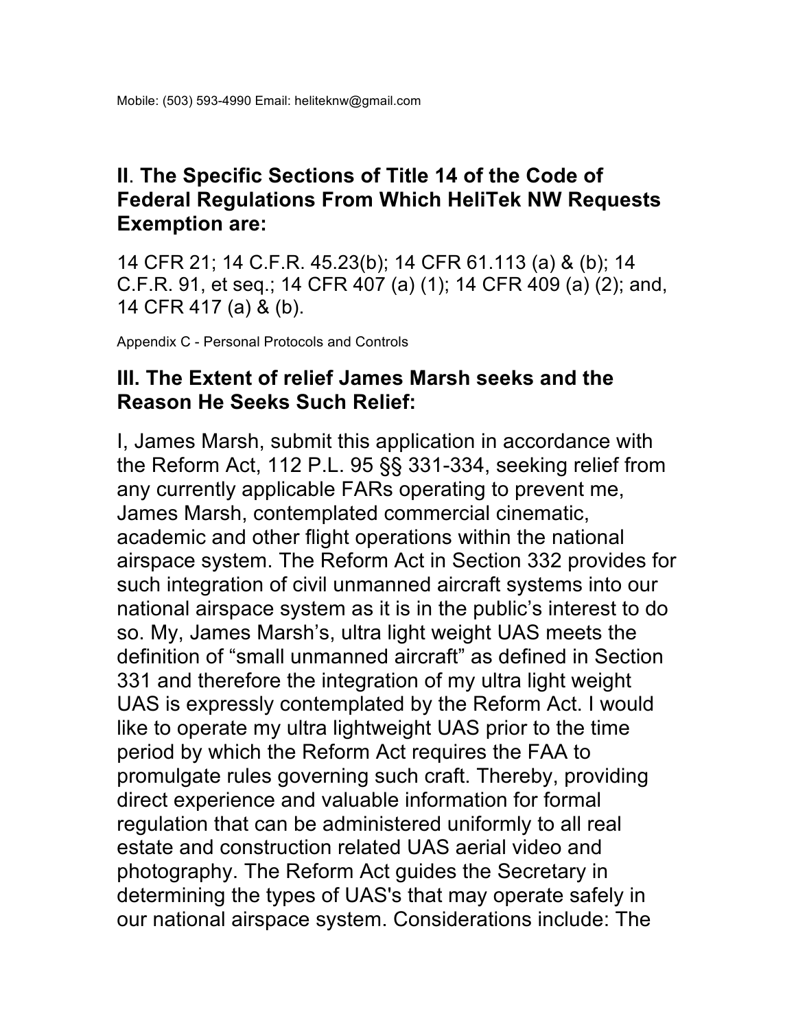Mobile: (503) 593-4990 Email: heliteknw@gmail.com

## II. The Specific Sections of Title 14 of the Code of Federal Regulations From Which HeliTek NW Requests Exemption are:

14 CFR 21; 14 C.F.R. 45.23(b); 14 CFR 61.113 (a) & (b); 14 C.F.R. 91, et seq.; 14 CFR 407 (a) (1); 14 CFR 409 (a) (2); and, 14 CFR 417 (a) & (b).

Appendix C - Personal Protocols and Controls

## III. The Extent of relief James Marsh seeks and the Reason He Seeks Such Relief:

I, James Marsh, submit this application in accordance with the Reform Act, 112 P.L. 95 §§ 331-334, seeking relief from any currently applicable FARs operating to prevent me, James Marsh, contemplated commercial cinematic, academic and other flight operations within the national airspace system. The Reform Act in Section 332 provides for such integration of civil unmanned aircraft systems into our national airspace system as it is in the public's interest to do so. My, James Marsh's, ultra light weight UAS meets the definition of "small unmanned aircraft" as defined in Section 331 and therefore the integration of my ultra light weight UAS is expressly contemplated by the Reform Act. I would like to operate my ultra lightweight UAS prior to the time period by which the Reform Act requires the FAA to promulgate rules governing such craft. Thereby, providing direct experience and valuable information for formal regulation that can be administered uniformly to all real estate and construction related UAS aerial video and photography. The Reform Act guides the Secretary in determining the types of UAS's that may operate safely in our national airspace system. Considerations include: The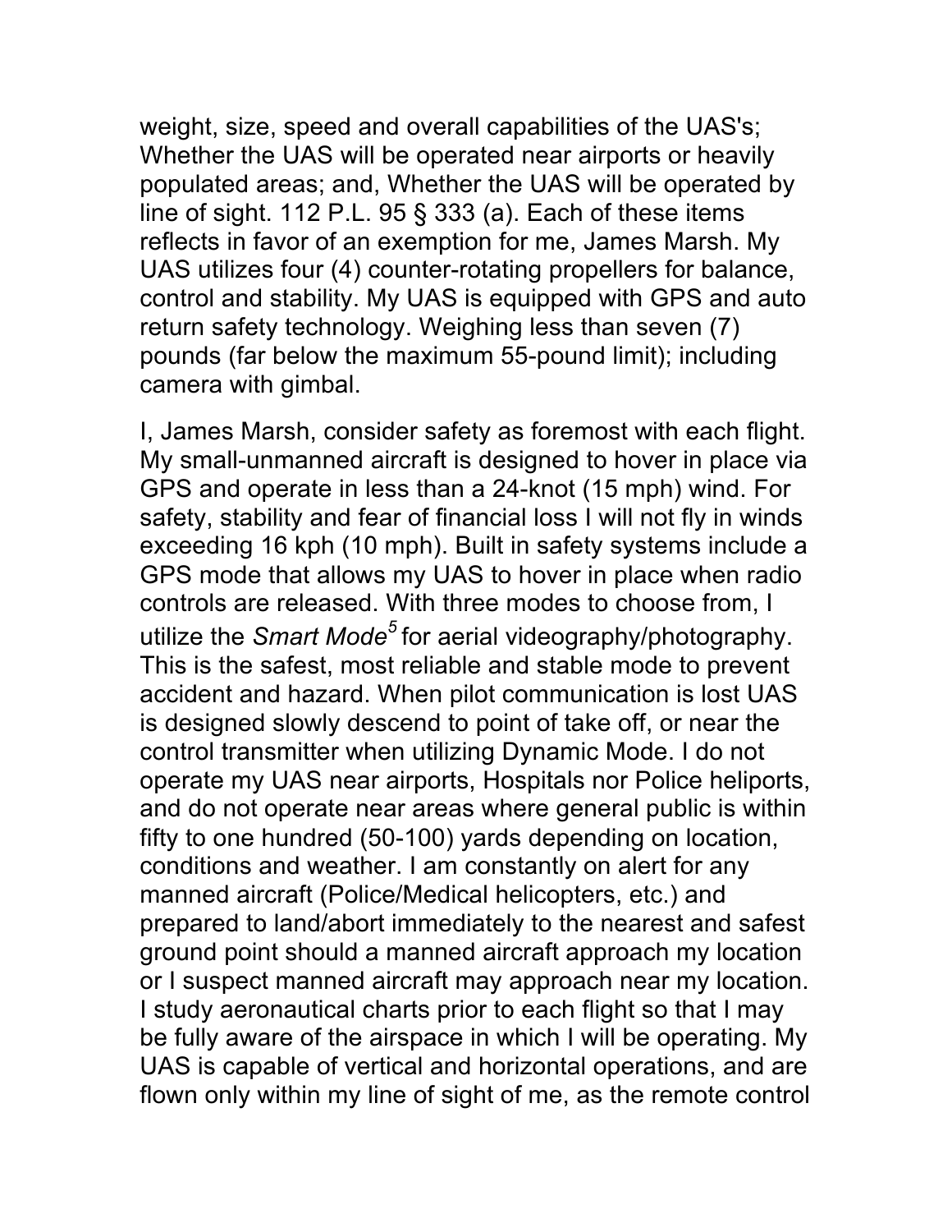weight, size, speed and overall capabilities of the UAS's; Whether the UAS will be operated near airports or heavily populated areas; and, Whether the UAS will be operated by line of sight. 112 P.L. 95 § 333 (a). Each of these items reflects in favor of an exemption for me, James Marsh. My UAS utilizes four (4) counter-rotating propellers for balance, control and stability. My UAS is equipped with GPS and auto return safety technology. Weighing less than seven (7) pounds (far below the maximum 55-pound limit); including camera with gimbal.

I, James Marsh, consider safety as foremost with each flight. My small-unmanned aircraft is designed to hover in place via GPS and operate in less than a 24-knot (15 mph) wind. For safety, stability and fear of financial loss I will not fly in winds exceeding 16 kph (10 mph). Built in safety systems include a GPS mode that allows my UAS to hover in place when radio controls are released. With three modes to choose from, I utilize the *Smart Mode*[5] for aerial videography/photography. This is the safest, most reliable and stable mode to prevent accident and hazard. When pilot communication is lost UAS is designed slowly descend to point of take off, or near the control transmitter when utilizing Dynamic Mode. I do not operate my UAS near airports, Hospitals nor Police heliports, and do not operate near areas where general public is within fifty to one hundred (50-100) yards depending on location, conditions and weather. I am constantly on alert for any manned aircraft (Police/Medical helicopters, etc.) and prepared to land/abort immediately to the nearest and safest ground point should a manned aircraft approach my location or I suspect manned aircraft may approach near my location. I study aeronautical charts prior to each flight so that I may be fully aware of the airspace in which I will be operating. My UAS is capable of vertical and horizontal operations, and are flown only within my line of sight of me, as the remote control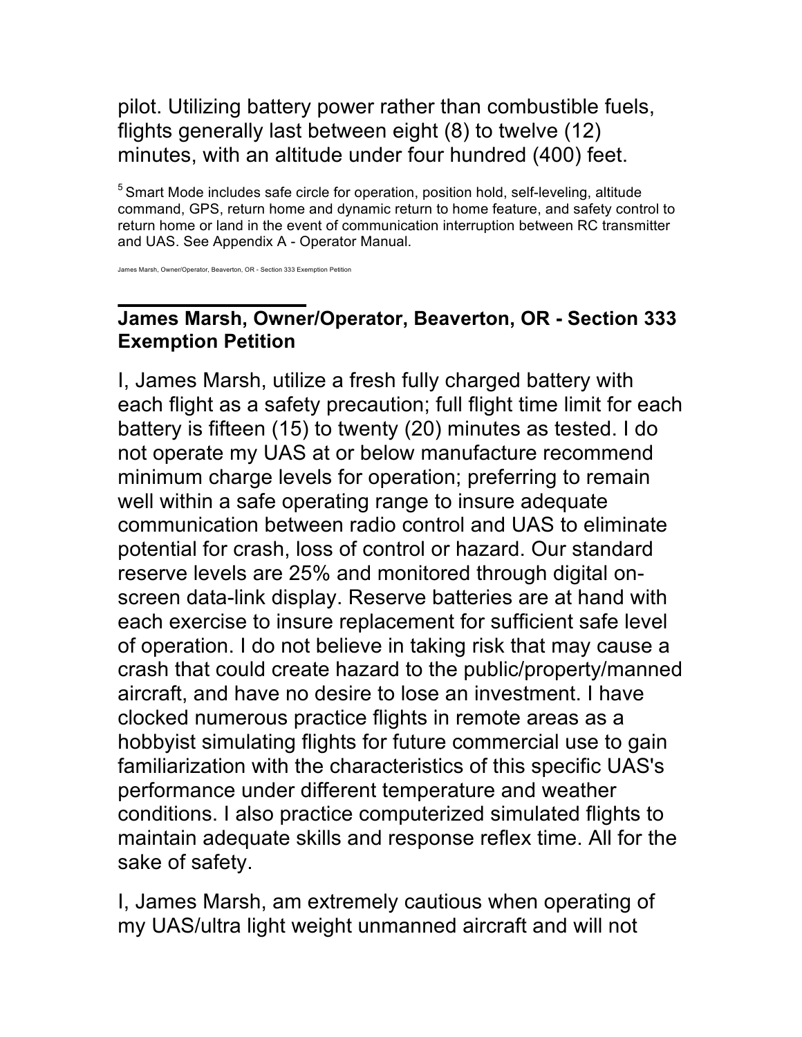pilot. Utilizing battery power rather than combustible fuels, flights generally last between eight (8) to twelve (12) minutes, with an altitude under four hundred (400) feet.

[5] Smart Mode includes safe circle for operation, position hold, self-leveling, altitude command, GPS, return home and dynamic return to home feature, and safety control to return home or land in the event of communication interruption between RC transmitter and UAS. See Appendix A - Operator Manual.

I, James Marsh, utilize a fresh fully charged battery with each flight as a safety precaution; full flight time limit for each battery is fifteen (15) to twenty (20) minutes as tested. I do not operate my UAS at or below manufacture recommend minimum charge levels for operation; preferring to remain well within a safe operating range to insure adequate communication between radio control and UAS to eliminate potential for crash, loss of control or hazard. Our standard reserve levels are 25% and monitored through digital on-screen data-link display. Reserve batteries are at hand with each exercise to insure replacement for sufficient safe level of operation. I do not believe in taking risk that may cause a crash that could create hazard to the public/property/manned aircraft, and have no desire to lose an investment. I have clocked numerous practice flights in remote areas as a hobbyist simulating flights for future commercial use to gain familiarization with the characteristics of this specific UAS's performance under different temperature and weather conditions. I also practice computerized simulated flights to maintain adequate skills and response reflex time. All for the sake of safety.

I, James Marsh, am extremely cautious when operating of my UAS/ultra light weight unmanned aircraft and will not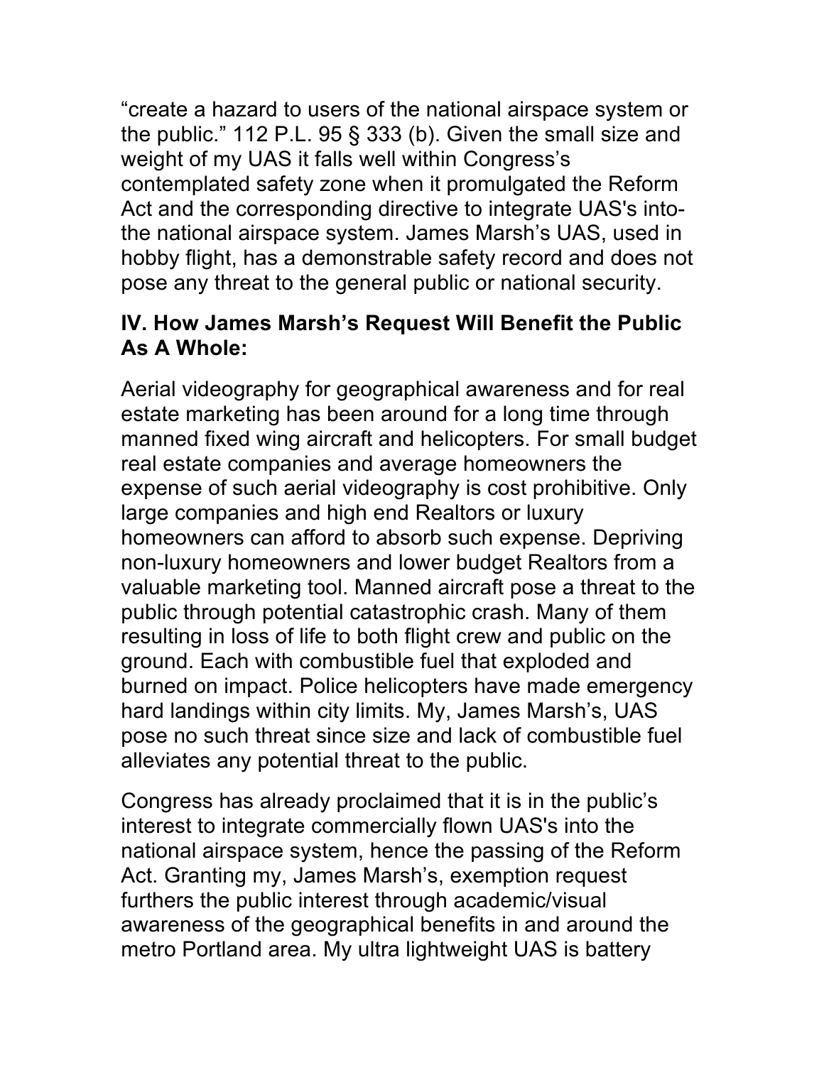"create a hazard to users of the national airspace system or the public." 112 P.L. 95 § 333 (b). Given the small size and weight of my UAS it falls well within Congress's contemplated safety zone when it promulgated the Reform Act and the corresponding directive to integrate UAS's into-the national airspace system. James Marsh's UAS, used in hobby flight, has a demonstrable safety record and does not pose any threat to the general public or national security.

### IV. How James Marsh's Request Will Benefit the Public As A Whole:

Aerial videography for geographical awareness and for real estate marketing has been around for a long time through manned fixed wing aircraft and helicopters. For small budget real estate companies and average homeowners the expense of such aerial videography is cost prohibitive. Only large companies and high end Realtors or luxury homeowners can afford to absorb such expense. Depriving non-luxury homeowners and lower budget Realtors from a valuable marketing tool. Manned aircraft pose a threat to the public through potential catastrophic crash. Many of them resulting in loss of life to both flight crew and public on the ground. Each with combustible fuel that exploded and burned on impact. Police helicopters have made emergency hard landings within city limits. My, James Marsh's, UAS pose no such threat since size and lack of combustible fuel alleviates any potential threat to the public.

Congress has already proclaimed that it is in the public's interest to integrate commercially flown UAS's into the national airspace system, hence the passing of the Reform Act. Granting my, James Marsh's, exemption request furthers the public interest through academic/visual awareness of the geographical benefits in and around the metro Portland area. My ultra lightweight UAS is battery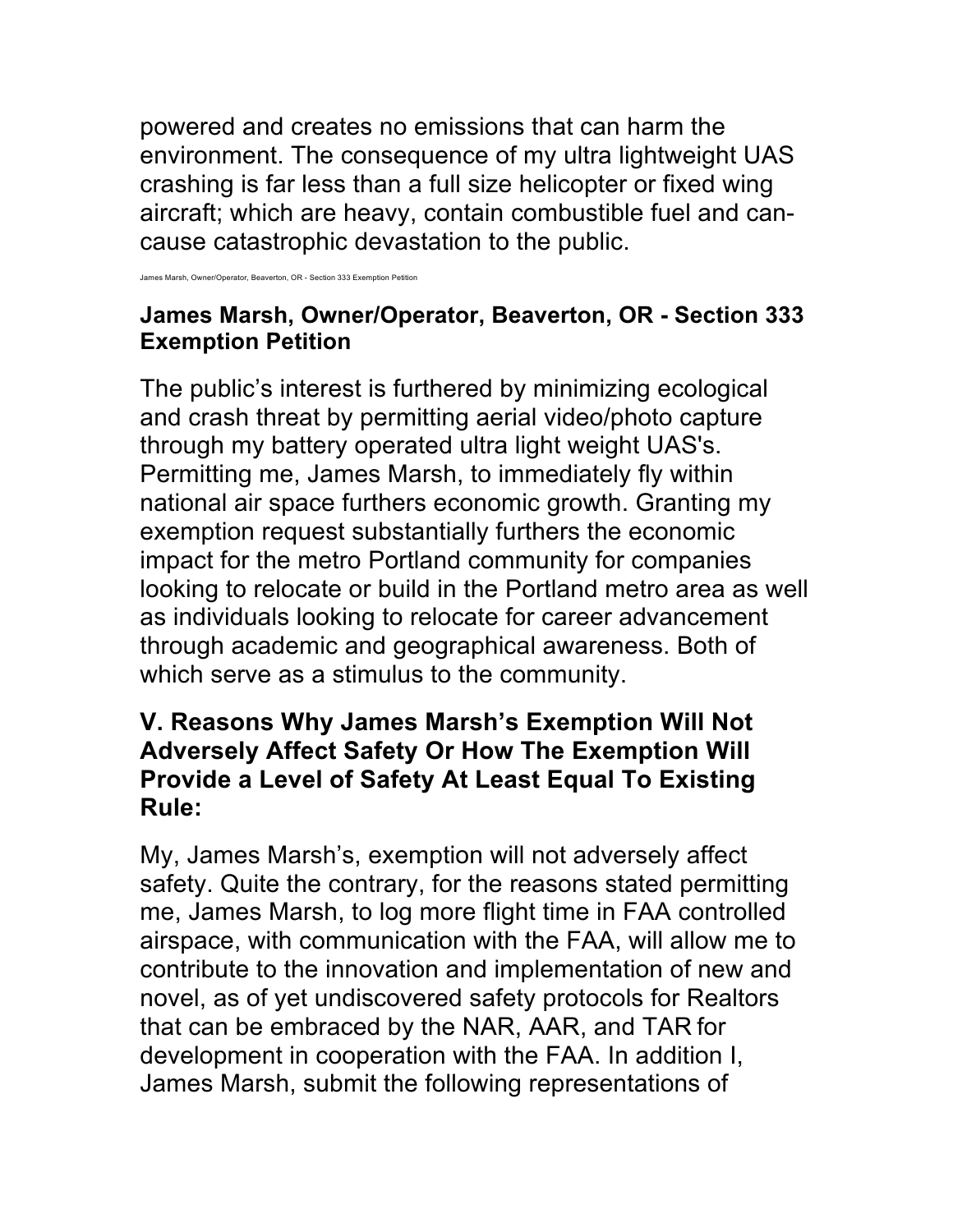powered and creates no emissions that can harm the environment. The consequence of my ultra lightweight UAS crashing is far less than a full size helicopter or fixed wing aircraft; which are heavy, contain combustible fuel and can-cause catastrophic devastation to the public.

### James Marsh, Owner/Operator, Beaverton, OR - Section 333 Exemption Petition

The public's interest is furthered by minimizing ecological and crash threat by permitting aerial video/photo capture through my battery operated ultra light weight UAS's. Permitting me, James Marsh, to immediately fly within national air space furthers economic growth. Granting my exemption request substantially furthers the economic impact for the metro Portland community for companies looking to relocate or build in the Portland metro area as well as individuals looking to relocate for career advancement through academic and geographical awareness. Both of which serve as a stimulus to the community.

### V. Reasons Why James Marsh's Exemption Will Not Adversely Affect Safety Or How The Exemption Will Provide a Level of Safety At Least Equal To Existing Rule:

My, James Marsh's, exemption will not adversely affect safety. Quite the contrary, for the reasons stated permitting me, James Marsh, to log more flight time in FAA controlled airspace, with communication with the FAA, will allow me to contribute to the innovation and implementation of new and novel, as of yet undiscovered safety protocols for Realtors that can be embraced by the NAR, AAR, and TAR for development in cooperation with the FAA. In addition I, James Marsh, submit the following representations of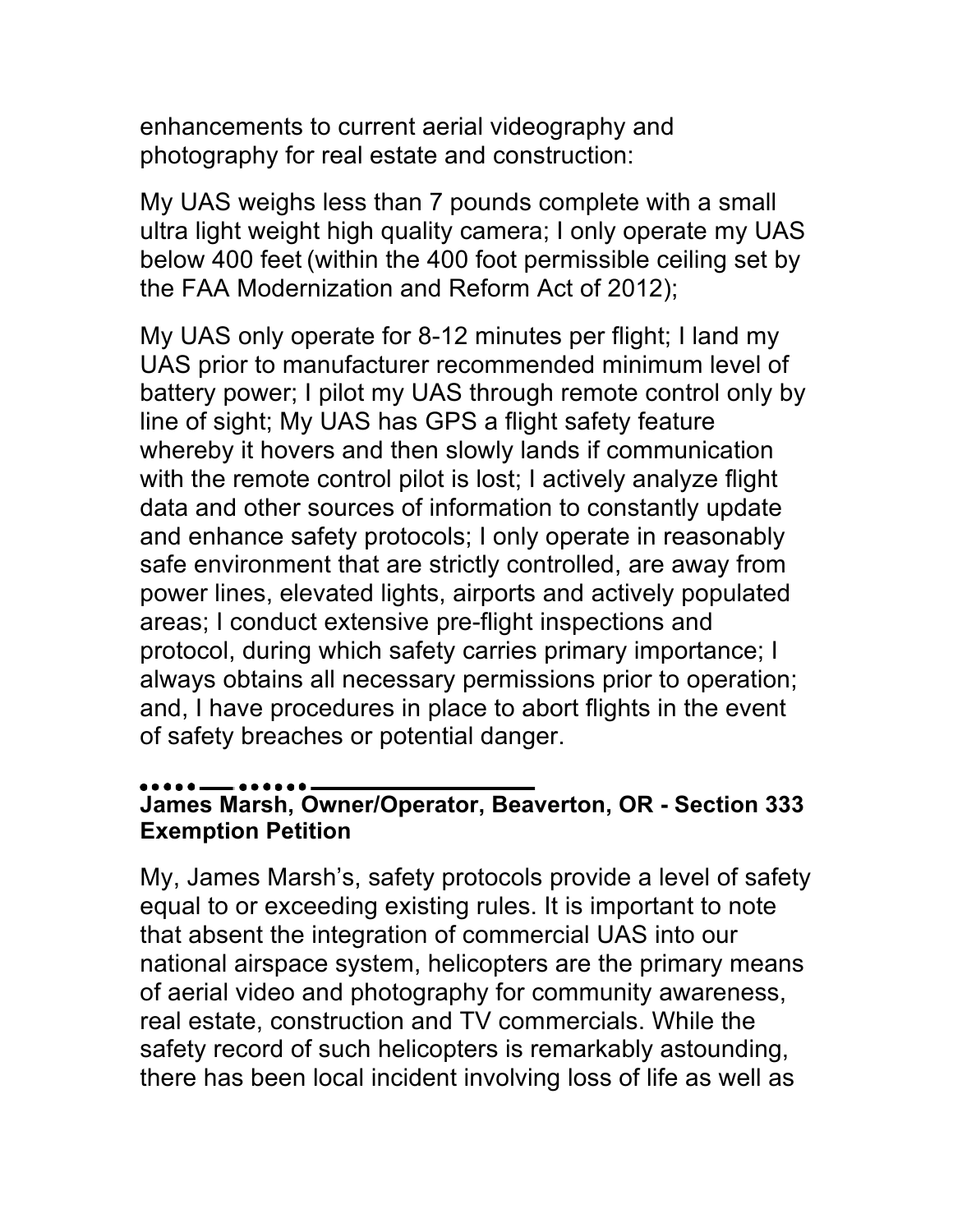enhancements to current aerial videography and photography for real estate and construction:

My UAS weighs less than 7 pounds complete with a small ultra light weight high quality camera; I only operate my UAS below 400 feet (within the 400 foot permissible ceiling set by the FAA Modernization and Reform Act of 2012);

My UAS only operate for 8-12 minutes per flight; I land my UAS prior to manufacturer recommended minimum level of battery power; I pilot my UAS through remote control only by line of sight; My UAS has GPS a flight safety feature whereby it hovers and then slowly lands if communication with the remote control pilot is lost; I actively analyze flight data and other sources of information to constantly update and enhance safety protocols; I only operate in reasonably safe environment that are strictly controlled, are away from power lines, elevated lights, airports and actively populated areas; I conduct extensive pre-flight inspections and protocol, during which safety carries primary importance; I always obtains all necessary permissions prior to operation; and, I have procedures in place to abort flights in the event of safety breaches or potential danger.

---

**James Marsh, Owner/Operator, Beaverton, OR - Section 333 Exemption Petition**

My, James Marsh's, safety protocols provide a level of safety equal to or exceeding existing rules. It is important to note that absent the integration of commercial UAS into our national airspace system, helicopters are the primary means of aerial video and photography for community awareness, real estate, construction and TV commercials. While the safety record of such helicopters is remarkably astounding, there has been local incident involving loss of life as well as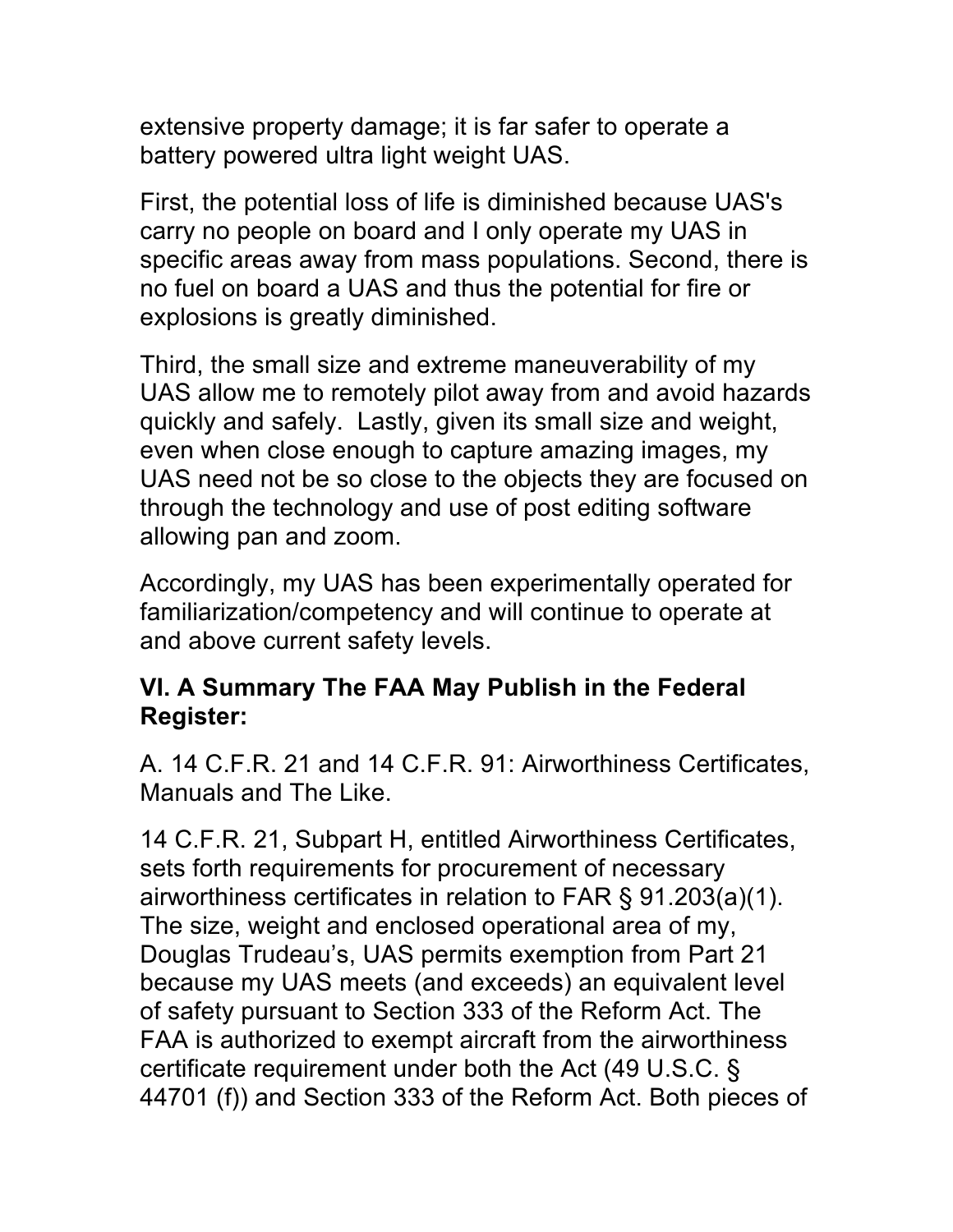extensive property damage; it is far safer to operate a battery powered ultra light weight UAS.

First, the potential loss of life is diminished because UAS's carry no people on board and I only operate my UAS in specific areas away from mass populations. Second, there is no fuel on board a UAS and thus the potential for fire or explosions is greatly diminished.

Third, the small size and extreme maneuverability of my UAS allow me to remotely pilot away from and avoid hazards quickly and safely. Lastly, given its small size and weight, even when close enough to capture amazing images, my UAS need not be so close to the objects they are focused on through the technology and use of post editing software allowing pan and zoom.

Accordingly, my UAS has been experimentally operated for familiarization/competency and will continue to operate at and above current safety levels.

## VI. A Summary The FAA May Publish in the Federal Register:

A. 14 C.F.R. 21 and 14 C.F.R. 91: Airworthiness Certificates, Manuals and The Like.

14 C.F.R. 21, Subpart H, entitled Airworthiness Certificates, sets forth requirements for procurement of necessary airworthiness certificates in relation to FAR § 91.203(a)(1). The size, weight and enclosed operational area of my, Douglas Trudeau's, UAS permits exemption from Part 21 because my UAS meets (and exceeds) an equivalent level of safety pursuant to Section 333 of the Reform Act. The FAA is authorized to exempt aircraft from the airworthiness certificate requirement under both the Act (49 U.S.C. § 44701 (f)) and Section 333 of the Reform Act. Both pieces of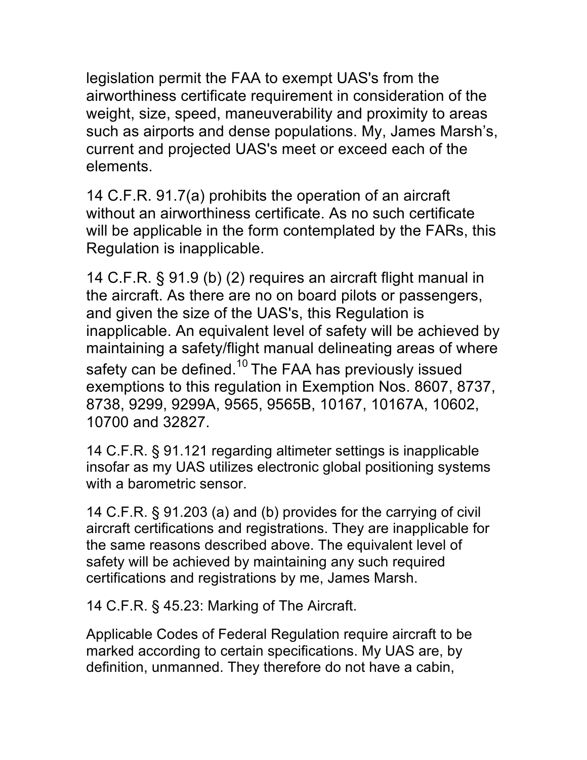legislation permit the FAA to exempt UAS's from the airworthiness certificate requirement in consideration of the weight, size, speed, maneuverability and proximity to areas such as airports and dense populations. My, James Marsh's, current and projected UAS's meet or exceed each of the elements.

14 C.F.R. 91.7(a) prohibits the operation of an aircraft without an airworthiness certificate. As no such certificate will be applicable in the form contemplated by the FARs, this Regulation is inapplicable.

14 C.F.R. § 91.9 (b) (2) requires an aircraft flight manual in the aircraft. As there are no on board pilots or passengers, and given the size of the UAS's, this Regulation is inapplicable. An equivalent level of safety will be achieved by maintaining a safety/flight manual delineating areas of where safety can be defined.[10] The FAA has previously issued exemptions to this regulation in Exemption Nos. 8607, 8737, 8738, 9299, 9299A, 9565, 9565B, 10167, 10167A, 10602, 10700 and 32827.

14 C.F.R. § 91.121 regarding altimeter settings is inapplicable insofar as my UAS utilizes electronic global positioning systems with a barometric sensor.

14 C.F.R. § 91.203 (a) and (b) provides for the carrying of civil aircraft certifications and registrations. They are inapplicable for the same reasons described above. The equivalent level of safety will be achieved by maintaining any such required certifications and registrations by me, James Marsh.

14 C.F.R. § 45.23: Marking of The Aircraft.

Applicable Codes of Federal Regulation require aircraft to be marked according to certain specifications. My UAS are, by definition, unmanned. They therefore do not have a cabin,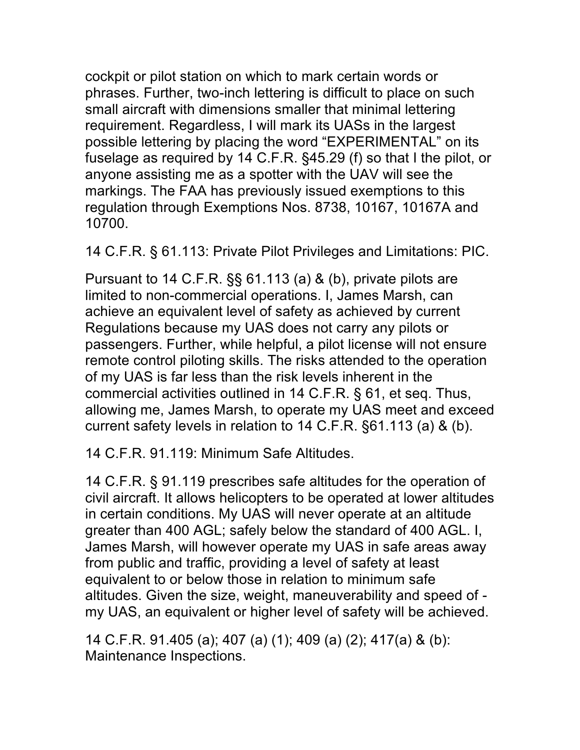cockpit or pilot station on which to mark certain words or phrases. Further, two-inch lettering is difficult to place on such small aircraft with dimensions smaller that minimal lettering requirement. Regardless, I will mark its UASs in the largest possible lettering by placing the word "EXPERIMENTAL" on its fuselage as required by 14 C.F.R. §45.29 (f) so that I the pilot, or anyone assisting me as a spotter with the UAV will see the markings. The FAA has previously issued exemptions to this regulation through Exemptions Nos. 8738, 10167, 10167A and 10700.

14 C.F.R. § 61.113: Private Pilot Privileges and Limitations: PIC.

Pursuant to 14 C.F.R. §§ 61.113 (a) & (b), private pilots are limited to non-commercial operations. I, James Marsh, can achieve an equivalent level of safety as achieved by current Regulations because my UAS does not carry any pilots or passengers. Further, while helpful, a pilot license will not ensure remote control piloting skills. The risks attended to the operation of my UAS is far less than the risk levels inherent in the commercial activities outlined in 14 C.F.R. § 61, et seq. Thus, allowing me, James Marsh, to operate my UAS meet and exceed current safety levels in relation to 14 C.F.R. §61.113 (a) & (b).

14 C.F.R. 91.119: Minimum Safe Altitudes.

14 C.F.R. § 91.119 prescribes safe altitudes for the operation of civil aircraft. It allows helicopters to be operated at lower altitudes in certain conditions. My UAS will never operate at an altitude greater than 400 AGL; safely below the standard of 400 AGL. I, James Marsh, will however operate my UAS in safe areas away from public and traffic, providing a level of safety at least equivalent to or below those in relation to minimum safe altitudes. Given the size, weight, maneuverability and speed of - my UAS, an equivalent or higher level of safety will be achieved.

14 C.F.R. 91.405 (a); 407 (a) (1); 409 (a) (2); 417(a) & (b): Maintenance Inspections.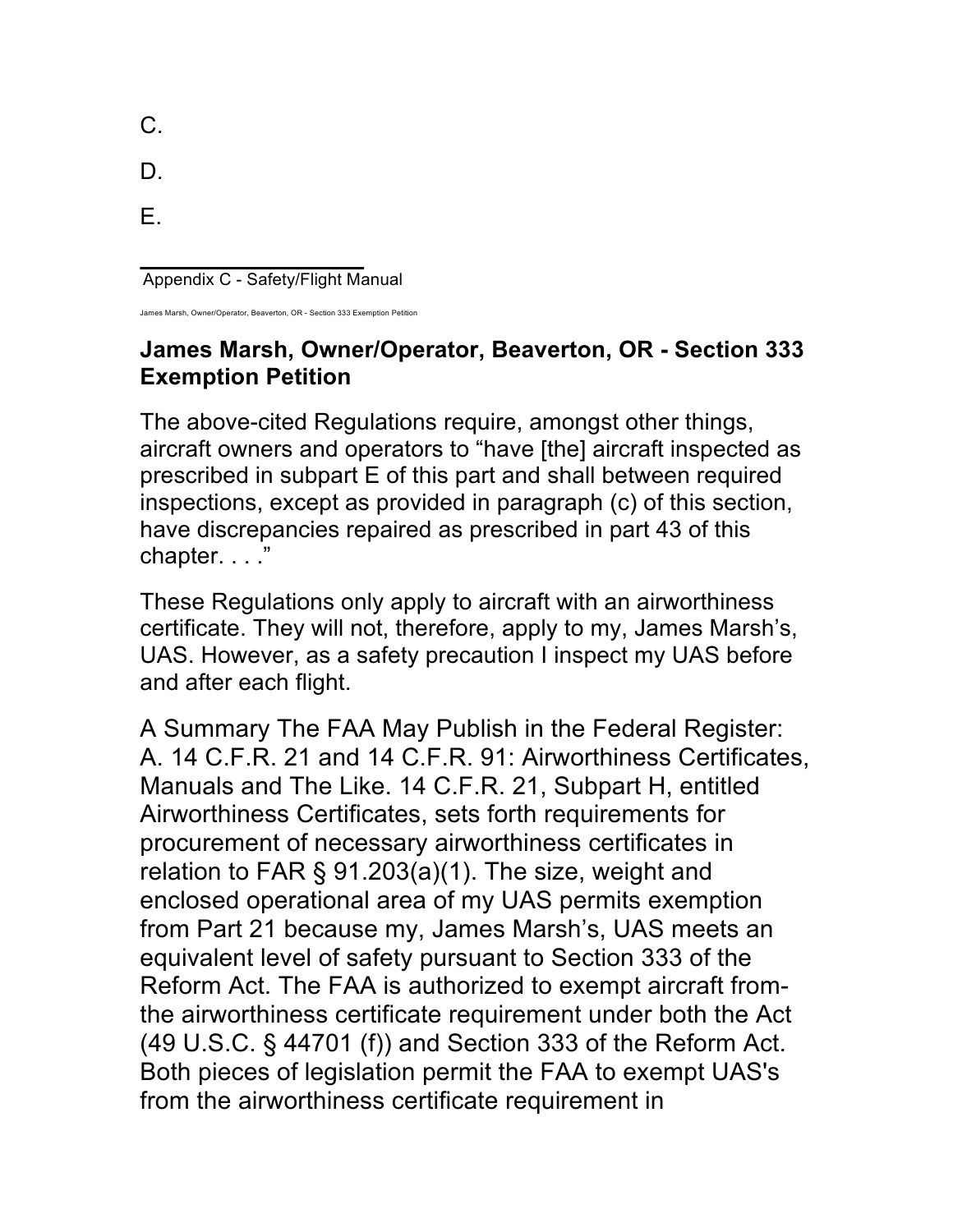C.

D.

E.

Appendix C - Safety/Flight Manual

## James Marsh, Owner/Operator, Beaverton, OR - Section 333 Exemption Petition

The above-cited Regulations require, amongst other things, aircraft owners and operators to "have [the] aircraft inspected as prescribed in subpart E of this part and shall between required inspections, except as provided in paragraph (c) of this section, have discrepancies repaired as prescribed in part 43 of this chapter. . . ."

These Regulations only apply to aircraft with an airworthiness certificate. They will not, therefore, apply to my, James Marsh's, UAS. However, as a safety precaution I inspect my UAS before and after each flight.

A Summary The FAA May Publish in the Federal Register: A. 14 C.F.R. 21 and 14 C.F.R. 91: Airworthiness Certificates, Manuals and The Like. 14 C.F.R. 21, Subpart H, entitled Airworthiness Certificates, sets forth requirements for procurement of necessary airworthiness certificates in relation to FAR § 91.203(a)(1). The size, weight and enclosed operational area of my UAS permits exemption from Part 21 because my, James Marsh's, UAS meets an equivalent level of safety pursuant to Section 333 of the Reform Act. The FAA is authorized to exempt aircraft from-the airworthiness certificate requirement under both the Act (49 U.S.C. § 44701 (f)) and Section 333 of the Reform Act. Both pieces of legislation permit the FAA to exempt UAS's from the airworthiness certificate requirement in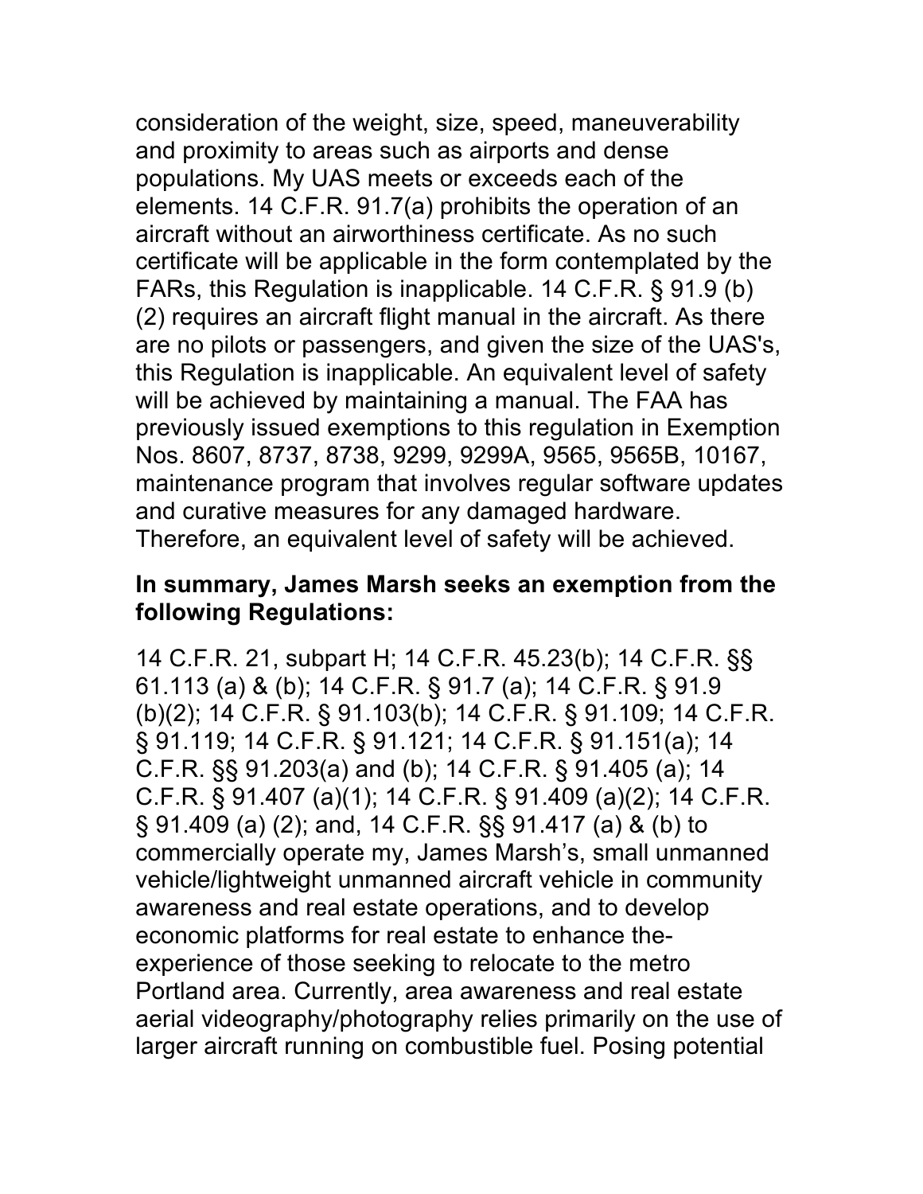consideration of the weight, size, speed, maneuverability and proximity to areas such as airports and dense populations. My UAS meets or exceeds each of the elements. 14 C.F.R. 91.7(a) prohibits the operation of an aircraft without an airworthiness certificate. As no such certificate will be applicable in the form contemplated by the FARs, this Regulation is inapplicable. 14 C.F.R. § 91.9 (b)(2) requires an aircraft flight manual in the aircraft. As there are no pilots or passengers, and given the size of the UAS's, this Regulation is inapplicable. An equivalent level of safety will be achieved by maintaining a manual. The FAA has previously issued exemptions to this regulation in Exemption Nos. 8607, 8737, 8738, 9299, 9299A, 9565, 9565B, 10167, maintenance program that involves regular software updates and curative measures for any damaged hardware. Therefore, an equivalent level of safety will be achieved.

**In summary, James Marsh seeks an exemption from the following Regulations:**

14 C.F.R. 21, subpart H; 14 C.F.R. 45.23(b); 14 C.F.R. §§ 61.113 (a) & (b); 14 C.F.R. § 91.7 (a); 14 C.F.R. § 91.9 (b)(2); 14 C.F.R. § 91.103(b); 14 C.F.R. § 91.109; 14 C.F.R. § 91.119; 14 C.F.R. § 91.121; 14 C.F.R. § 91.151(a); 14 C.F.R. §§ 91.203(a) and (b); 14 C.F.R. § 91.405 (a); 14 C.F.R. § 91.407 (a)(1); 14 C.F.R. § 91.409 (a)(2); 14 C.F.R. § 91.409 (a) (2); and, 14 C.F.R. §§ 91.417 (a) & (b) to commercially operate my, James Marsh's, small unmanned vehicle/lightweight unmanned aircraft vehicle in community awareness and real estate operations, and to develop economic platforms for real estate to enhance the-experience of those seeking to relocate to the metro Portland area. Currently, area awareness and real estate aerial videography/photography relies primarily on the use of larger aircraft running on combustible fuel. Posing potential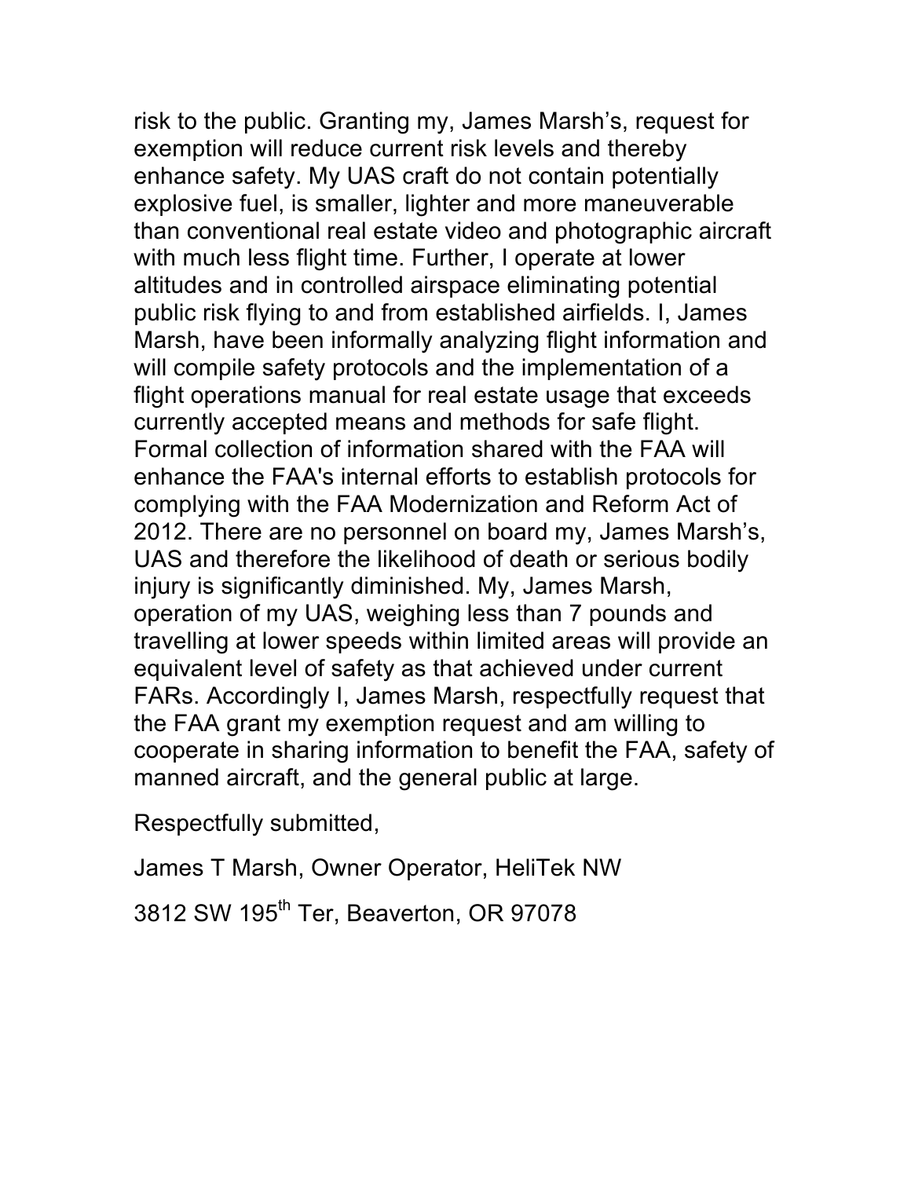risk to the public. Granting my, James Marsh's, request for exemption will reduce current risk levels and thereby enhance safety. My UAS craft do not contain potentially explosive fuel, is smaller, lighter and more maneuverable than conventional real estate video and photographic aircraft with much less flight time. Further, I operate at lower altitudes and in controlled airspace eliminating potential public risk flying to and from established airfields. I, James Marsh, have been informally analyzing flight information and will compile safety protocols and the implementation of a flight operations manual for real estate usage that exceeds currently accepted means and methods for safe flight. Formal collection of information shared with the FAA will enhance the FAA's internal efforts to establish protocols for complying with the FAA Modernization and Reform Act of 2012. There are no personnel on board my, James Marsh's, UAS and therefore the likelihood of death or serious bodily injury is significantly diminished. My, James Marsh, operation of my UAS, weighing less than 7 pounds and travelling at lower speeds within limited areas will provide an equivalent level of safety as that achieved under current FARs. Accordingly I, James Marsh, respectfully request that the FAA grant my exemption request and am willing to cooperate in sharing information to benefit the FAA, safety of manned aircraft, and the general public at large.

Respectfully submitted,

James T Marsh, Owner Operator, HeliTek NW

3812 SW 195th Ter, Beaverton, OR 97078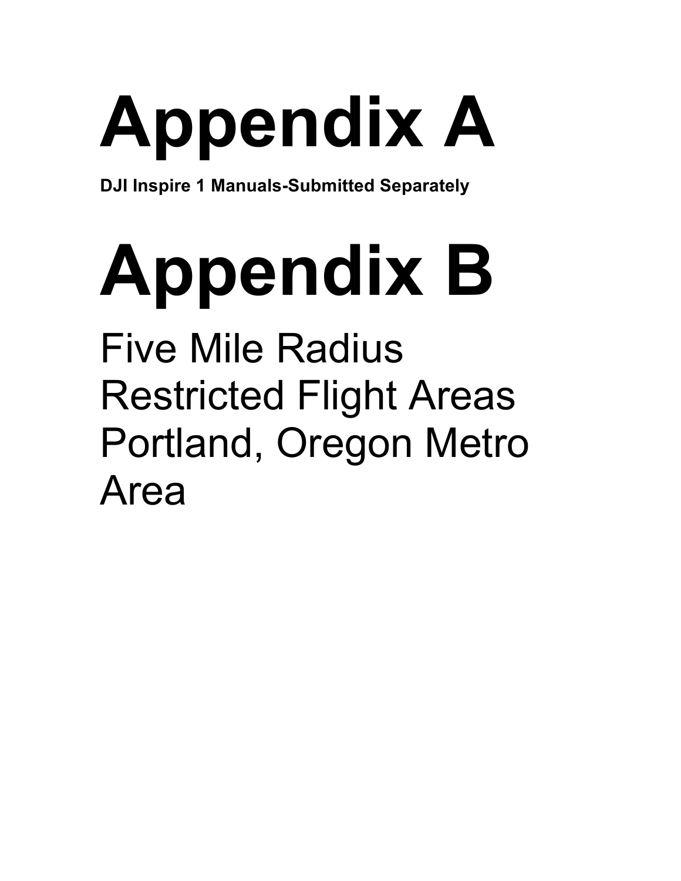# Appendix A

**DJI Inspire 1 Manuals-Submitted Separately**

# Appendix B

Five Mile Radius
Restricted Flight Areas
Portland, Oregon Metro
Area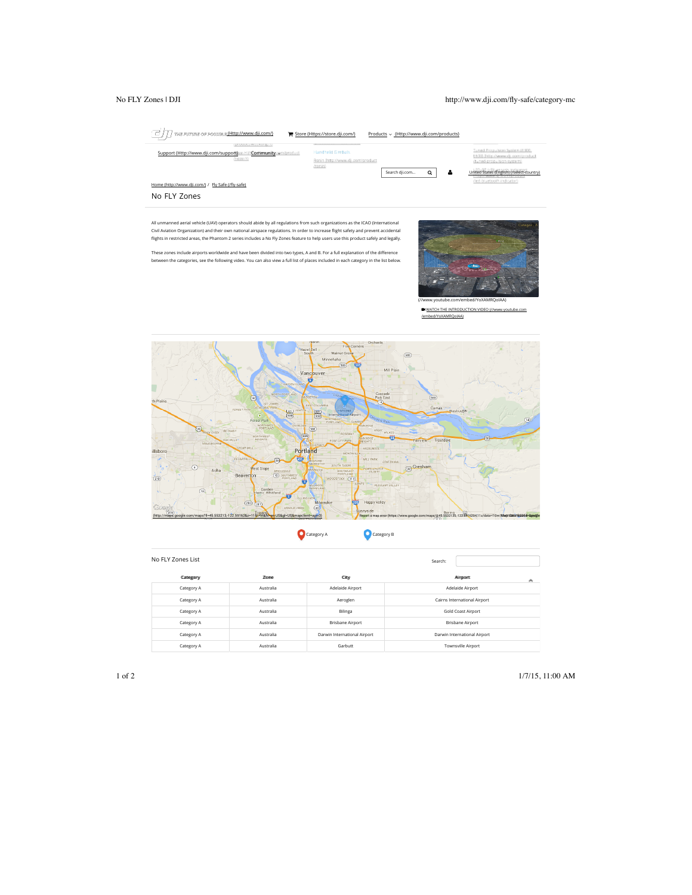Home (http://www.dji.com/) / Fly Safe (/fly-safe)

# No FLY Zones

All unmanned aerial vehicle (UAV) operators should abide by all regulations from such organizations as the ICAO (International Civil Aviation Organization) and their own national airspace regulations. In order to increase flight safety and prevent accidental flights in restricted areas, the Phantom 2 series includes a No Fly Zones feature to help users use this product safely and legally.

These zones include airports worldwide and have been divided into two types, A and B. For a full explanation of the difference between the categories, see the following video. You can also view a full list of places included in each category in the list below.

(//www.youtube.com/embed/YoXAMRQoIAA)

WATCH THE INTRODUCTION VIDEO (//www.youtube.com/embed/YoXAMRQoIAA)

Category A   Category B

## No FLY Zones List

Search:

| Category | Zone | City | Airport |
|---|---|---|---|
| Category A | Australia | Adelaide Airport | Adelaide Airport |
| Category A | Australia | Aeroglen | Cairns International Airport |
| Category A | Australia | Bilinga | Gold Coast Airport |
| Category A | Australia | Brisbane Airport | Brisbane Airport |
| Category A | Australia | Darwin International Airport | Darwin International Airport |
| Category A | Australia | Garbutt | Townsville Airport |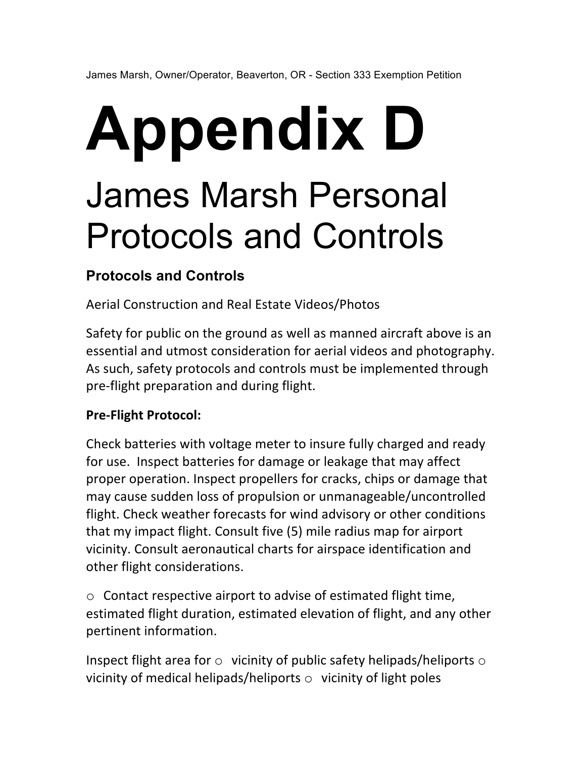# Appendix D

# James Marsh Personal Protocols and Controls

## Protocols and Controls

Aerial Construction and Real Estate Videos/Photos

Safety for public on the ground as well as manned aircraft above is an essential and utmost consideration for aerial videos and photography. As such, safety protocols and controls must be implemented through pre-flight preparation and during flight.

**Pre-Flight Protocol:**

Check batteries with voltage meter to insure fully charged and ready for use. Inspect batteries for damage or leakage that may affect proper operation. Inspect propellers for cracks, chips or damage that may cause sudden loss of propulsion or unmanageable/uncontrolled flight. Check weather forecasts for wind advisory or other conditions that my impact flight. Consult five (5) mile radius map for airport vicinity. Consult aeronautical charts for airspace identification and other flight considerations.

- Contact respective airport to advise of estimated flight time, estimated flight duration, estimated elevation of flight, and any other pertinent information.

Inspect flight area for
- vicinity of public safety helipads/heliports
- vicinity of medical helipads/heliports
- vicinity of light poles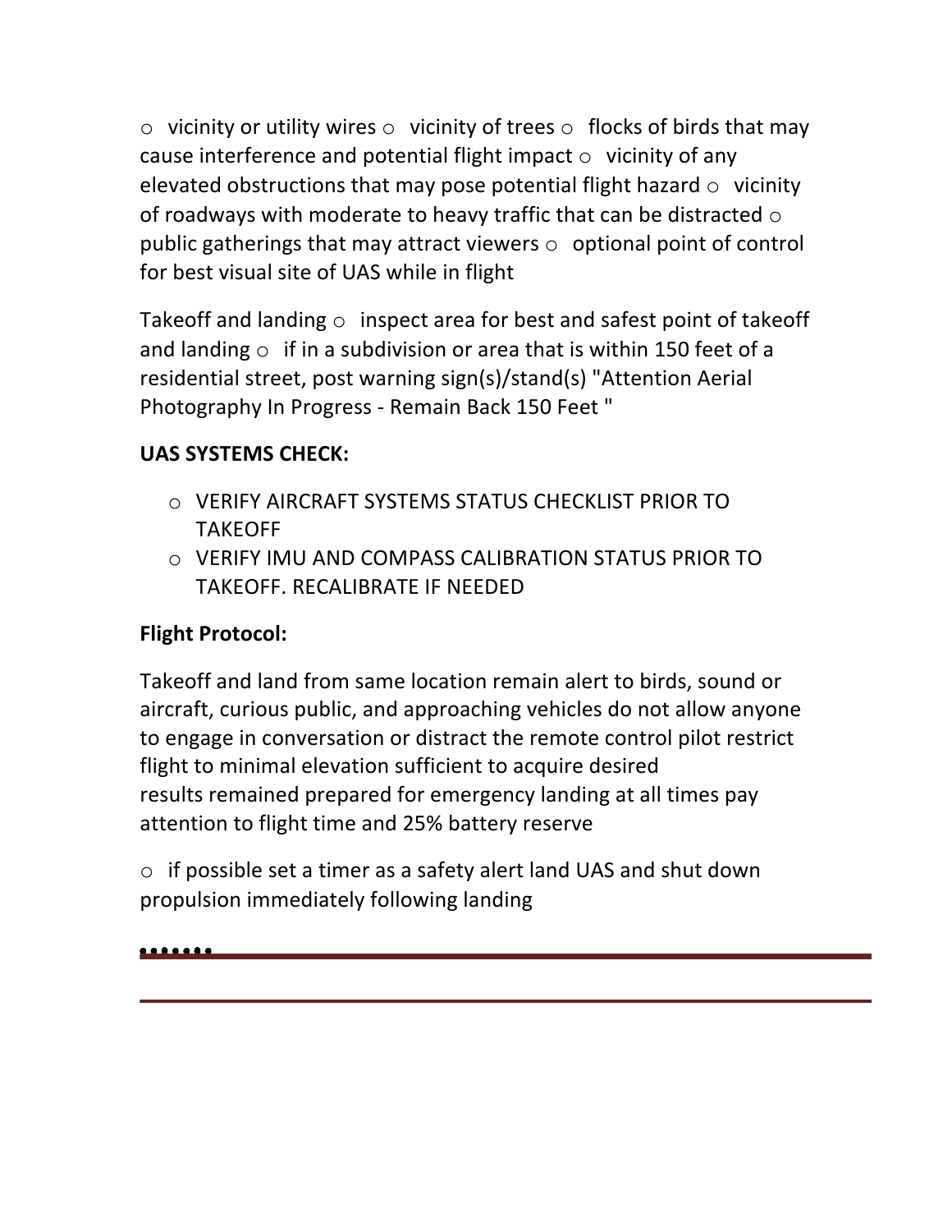o vicinity or utility wires o vicinity of trees o flocks of birds that may cause interference and potential flight impact o vicinity of any elevated obstructions that may pose potential flight hazard o vicinity of roadways with moderate to heavy traffic that can be distracted o public gatherings that may attract viewers o optional point of control for best visual site of UAS while in flight

Takeoff and landing o inspect area for best and safest point of takeoff and landing o if in a subdivision or area that is within 150 feet of a residential street, post warning sign(s)/stand(s) "Attention Aerial Photography In Progress - Remain Back 150 Feet "

**UAS SYSTEMS CHECK:**

- VERIFY AIRCRAFT SYSTEMS STATUS CHECKLIST PRIOR TO TAKEOFF
- VERIFY IMU AND COMPASS CALIBRATION STATUS PRIOR TO TAKEOFF. RECALIBRATE IF NEEDED

**Flight Protocol:**

Takeoff and land from same location remain alert to birds, sound or aircraft, curious public, and approaching vehicles do not allow anyone to engage in conversation or distract the remote control pilot restrict flight to minimal elevation sufficient to acquire desired results remained prepared for emergency landing at all times pay attention to flight time and 25% battery reserve

o if possible set a timer as a safety alert land UAS and shut down propulsion immediately following landing

•••••••

---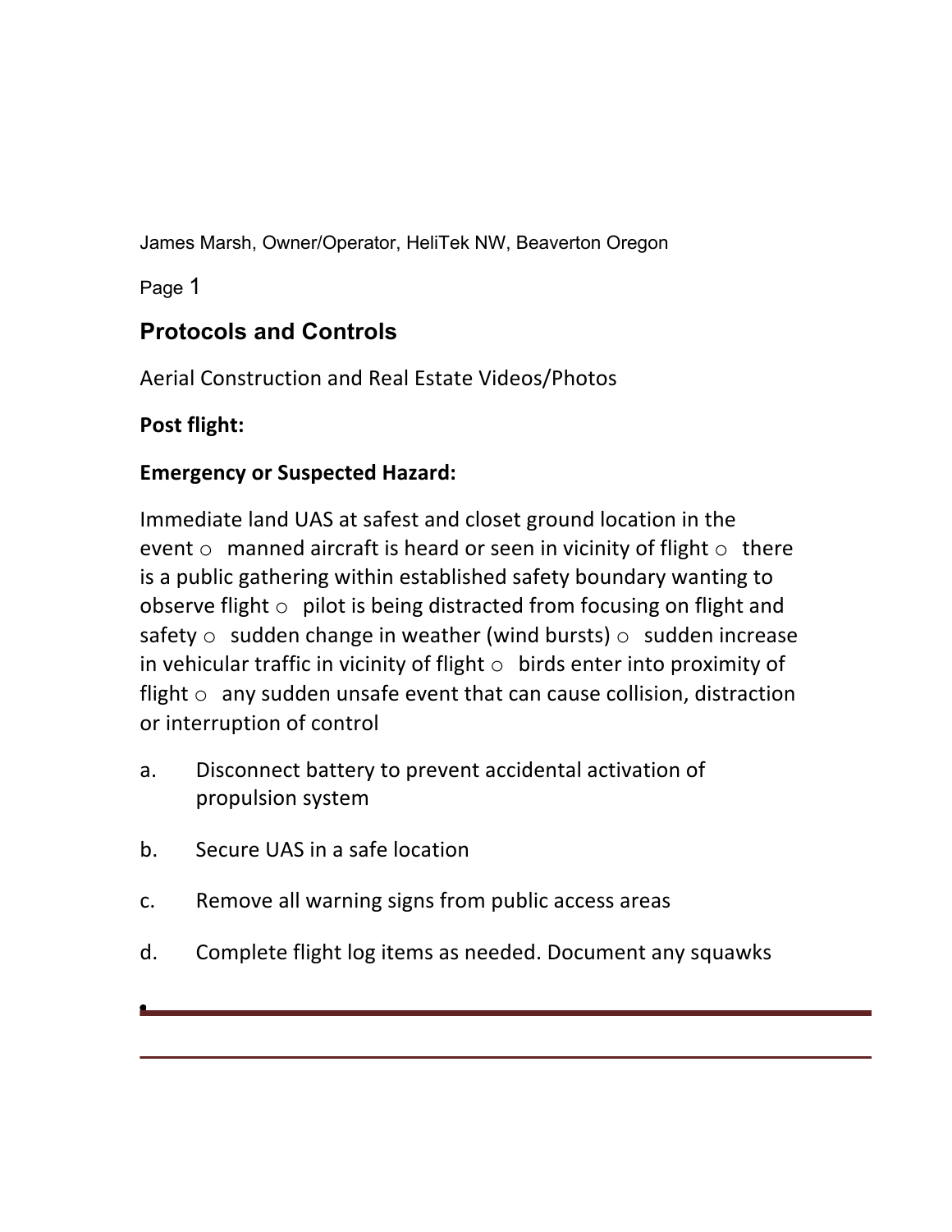James Marsh, Owner/Operator, HeliTek NW, Beaverton Oregon

Page 1

## Protocols and Controls

Aerial Construction and Real Estate Videos/Photos

**Post flight:**

**Emergency or Suspected Hazard:**

Immediate land UAS at safest and closet ground location in the event
- manned aircraft is heard or seen in vicinity of flight
- there is a public gathering within established safety boundary wanting to observe flight
- pilot is being distracted from focusing on flight and safety
- sudden change in weather (wind bursts)
- sudden increase in vehicular traffic in vicinity of flight
- birds enter into proximity of flight
- any sudden unsafe event that can cause collision, distraction or interruption of control

a. Disconnect battery to prevent accidental activation of propulsion system

b. Secure UAS in a safe location

c. Remove all warning signs from public access areas

d. Complete flight log items as needed. Document any squawks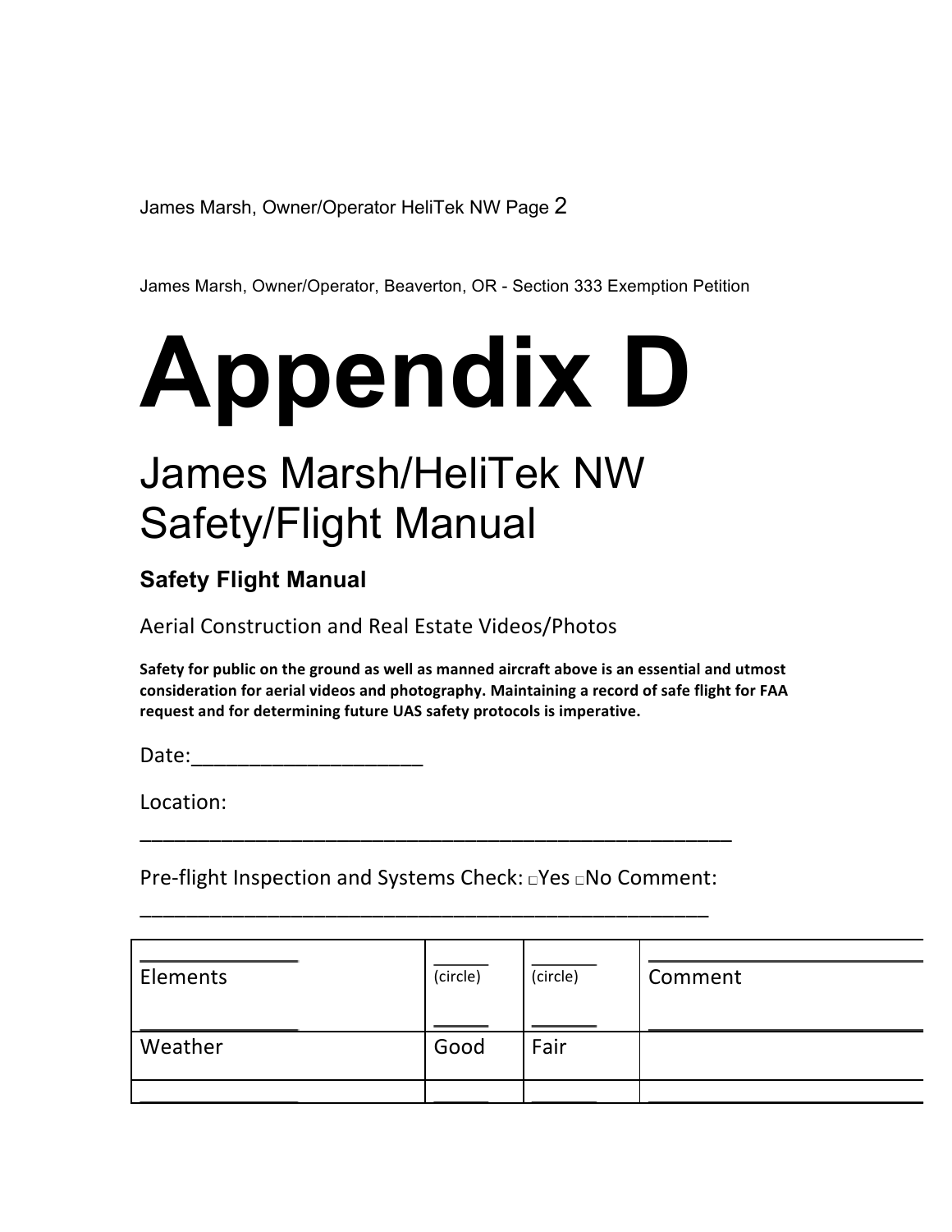# Appendix D

## James Marsh/HeliTek NW Safety/Flight Manual

### Safety Flight Manual

Aerial Construction and Real Estate Videos/Photos

**Safety for public on the ground as well as manned aircraft above is an essential and utmost consideration for aerial videos and photography. Maintaining a record of safe flight for FAA request and for determining future UAS safety protocols is imperative.**

Date:____________________

Location:

________________________________________________________

Pre-flight Inspection and Systems Check: □Yes □No Comment:

______________________________________________________

| Elements | (circle) | (circle) | Comment |
|---|---|---|---|
| Weather | Good | Fair | |
| | | | |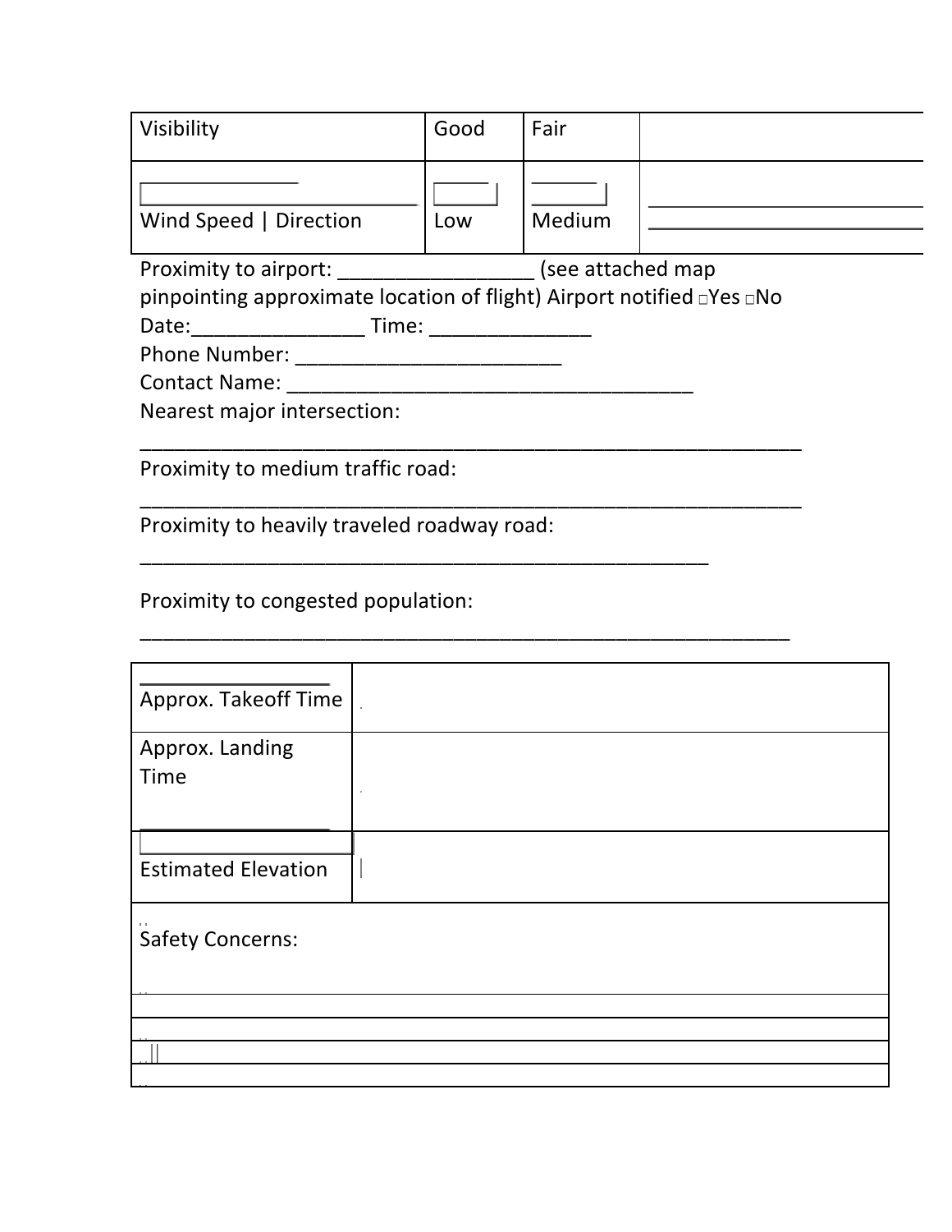| Visibility | Good | Fair | |
|---|---|---|---|
| Wind Speed \| Direction | Low | Medium | |

Proximity to airport: _________________ (see attached map pinpointing approximate location of flight) Airport notified □Yes □No

Date:_______________ Time: ______________

Phone Number: ________________________

Contact Name: ____________________________________

Nearest major intersection:

____________________________________________________________

Proximity to medium traffic road:

____________________________________________________________

Proximity to heavily traveled roadway road:

____________________________________________________

Proximity to congested population:

___________________________________________________________

| | |
|---|---|
| Approx. Takeoff Time | |
| Approx. Landing Time | |
| Estimated Elevation | |

| Safety Concerns: |
|---|
| |
| |
| |
| |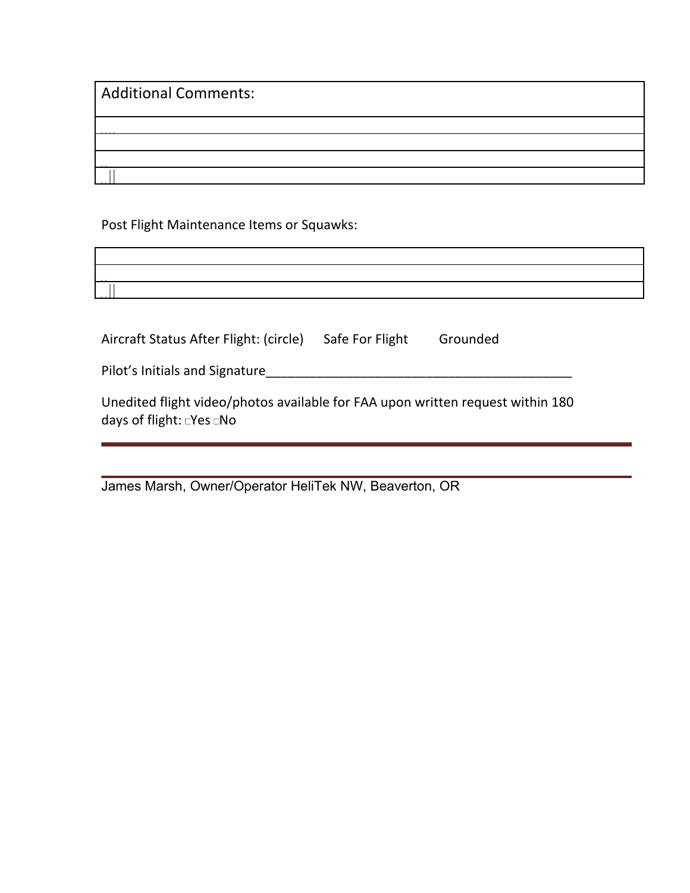| Additional Comments: |
| --- |
| |
| |
| |
| |

Post Flight Maintenance Items or Squawks:

| |
| --- |
| |
| |

Aircraft Status After Flight: (circle) Safe For Flight Grounded

Pilot's Initials and Signature___________________________________________

Unedited flight video/photos available for FAA upon written request within 180 days of flight: □Yes □No

---

James Marsh, Owner/Operator HeliTek NW, Beaverton, OR